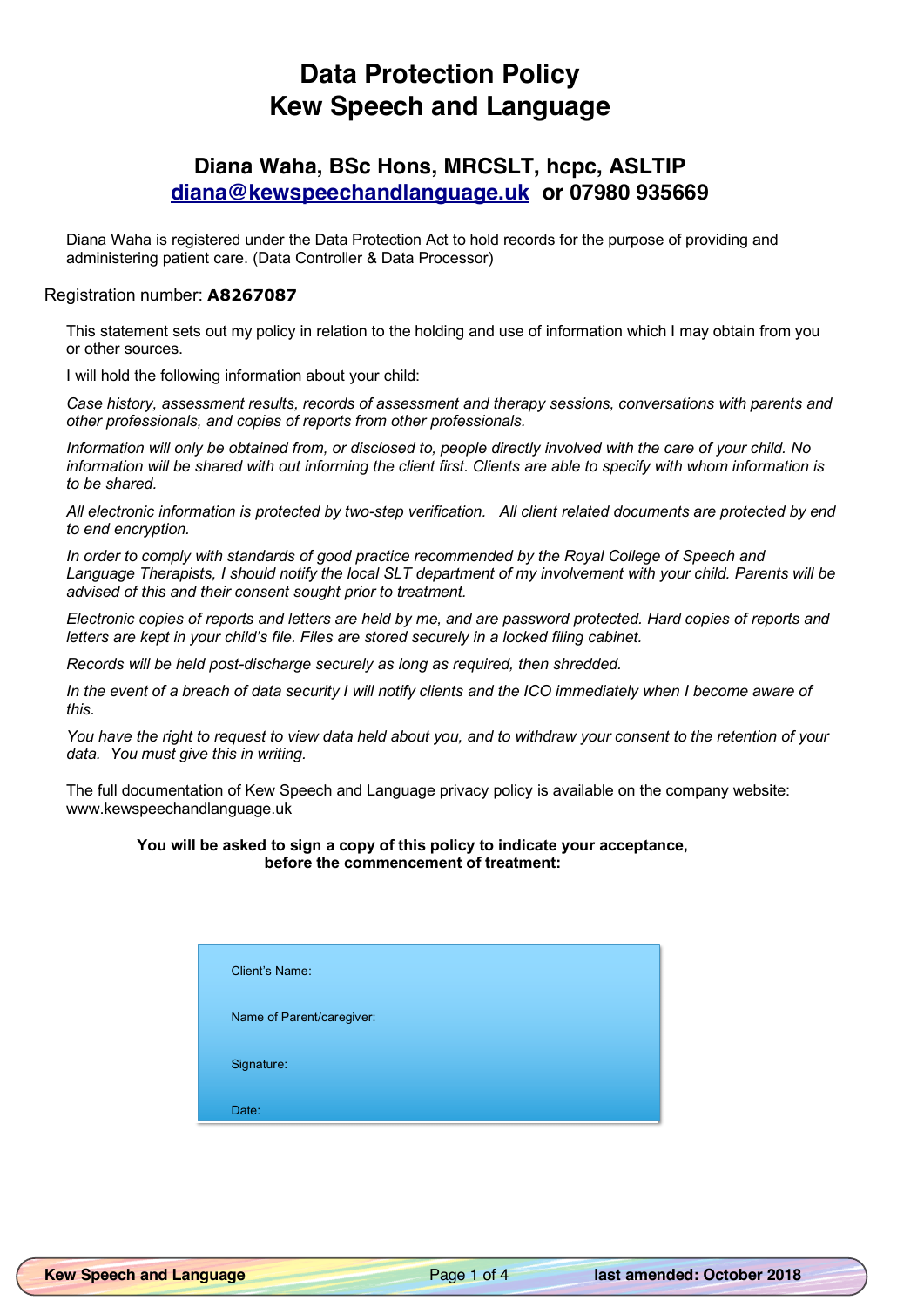# Data Protection Policy
# Kew Speech and Language

## Diana Waha, BSc Hons, MRCSLT, hcpc, ASLTIP
## diana@kewspeechandlanguage.uk or 07980 935669

Diana Waha is registered under the Data Protection Act to hold records for the purpose of providing and administering patient care. (Data Controller & Data Processor)

Registration number: **A8267087**

This statement sets out my policy in relation to the holding and use of information which I may obtain from you or other sources.

I will hold the following information about your child:

*Case history, assessment results, records of assessment and therapy sessions, conversations with parents and other professionals, and copies of reports from other professionals.*

*Information will only be obtained from, or disclosed to, people directly involved with the care of your child. No information will be shared with out informing the client first. Clients are able to specify with whom information is to be shared.*

*All electronic information is protected by two-step verification. All client related documents are protected by end to end encryption.*

*In order to comply with standards of good practice recommended by the Royal College of Speech and Language Therapists, I should notify the local SLT department of my involvement with your child. Parents will be advised of this and their consent sought prior to treatment.*

*Electronic copies of reports and letters are held by me, and are password protected. Hard copies of reports and letters are kept in your child's file. Files are stored securely in a locked filing cabinet.*

*Records will be held post-discharge securely as long as required, then shredded.*

*In the event of a breach of data security I will notify clients and the ICO immediately when I become aware of this.*

*You have the right to request to view data held about you, and to withdraw your consent to the retention of your data. You must give this in writing.*

The full documentation of Kew Speech and Language privacy policy is available on the company website: www.kewspeechandlanguage.uk

**You will be asked to sign a copy of this policy to indicate your acceptance, before the commencement of treatment:**

Client's Name:

Name of Parent/caregiver:

Signature:

Date: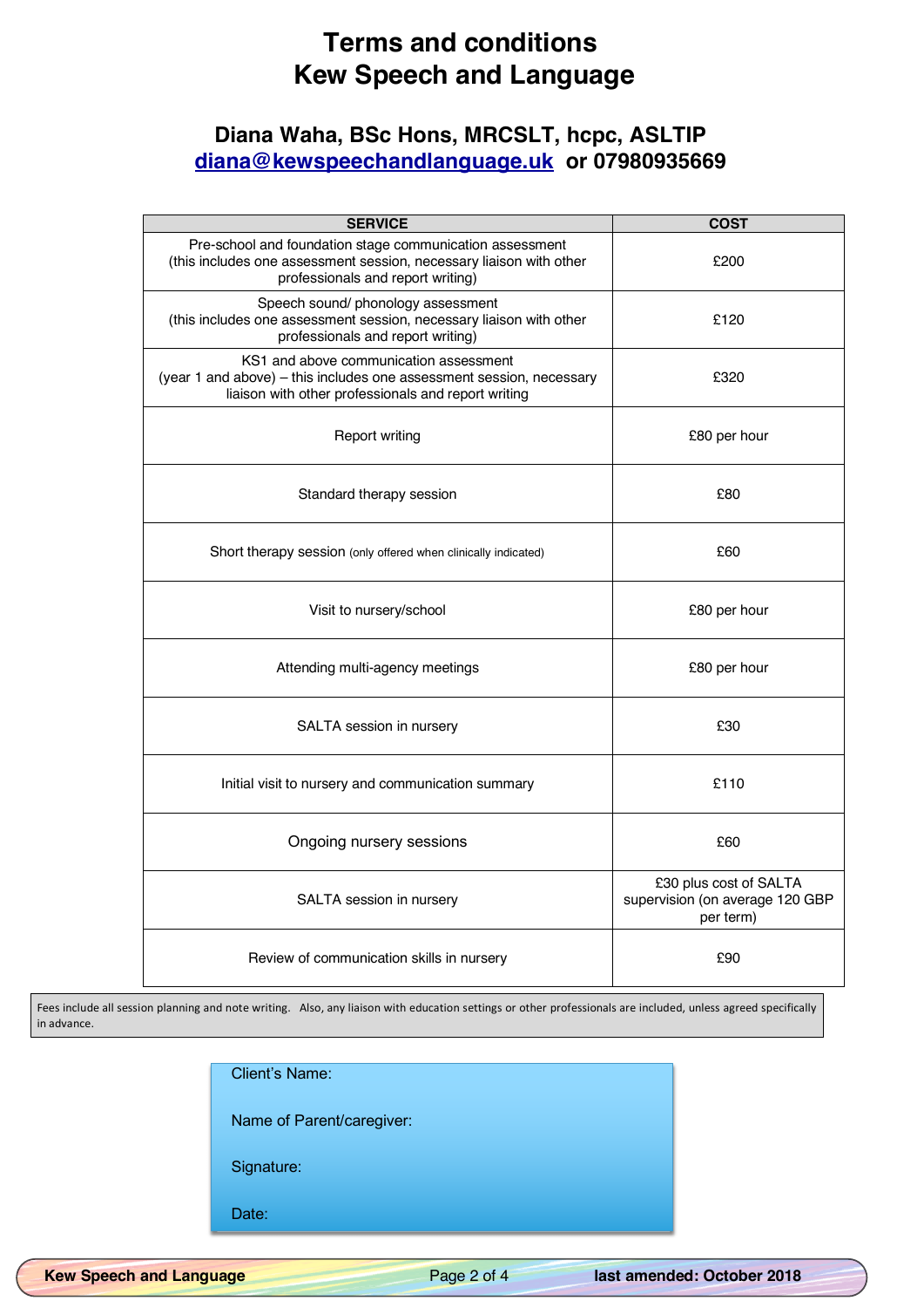# Terms and conditions
# Kew Speech and Language

## Diana Waha, BSc Hons, MRCSLT, hcpc, ASLTIP
## diana@kewspeechandlanguage.uk or 07980935669

| SERVICE | COST |
| --- | --- |
| Pre-school and foundation stage communication assessment (this includes one assessment session, necessary liaison with other professionals and report writing) | £200 |
| Speech sound/ phonology assessment (this includes one assessment session, necessary liaison with other professionals and report writing) | £120 |
| KS1 and above communication assessment (year 1 and above) – this includes one assessment session, necessary liaison with other professionals and report writing | £320 |
| Report writing | £80 per hour |
| Standard therapy session | £80 |
| Short therapy session (only offered when clinically indicated) | £60 |
| Visit to nursery/school | £80 per hour |
| Attending multi-agency meetings | £80 per hour |
| SALTA session in nursery | £30 |
| Initial visit to nursery and communication summary | £110 |
| Ongoing nursery sessions | £60 |
| SALTA session in nursery | £30 plus cost of SALTA supervision (on average 120 GBP per term) |
| Review of communication skills in nursery | £90 |

Fees include all session planning and note writing. Also, any liaison with education settings or other professionals are included, unless agreed specifically in advance.

Client's Name:

Name of Parent/caregiver:

Signature:

Date:

last amended: October 2018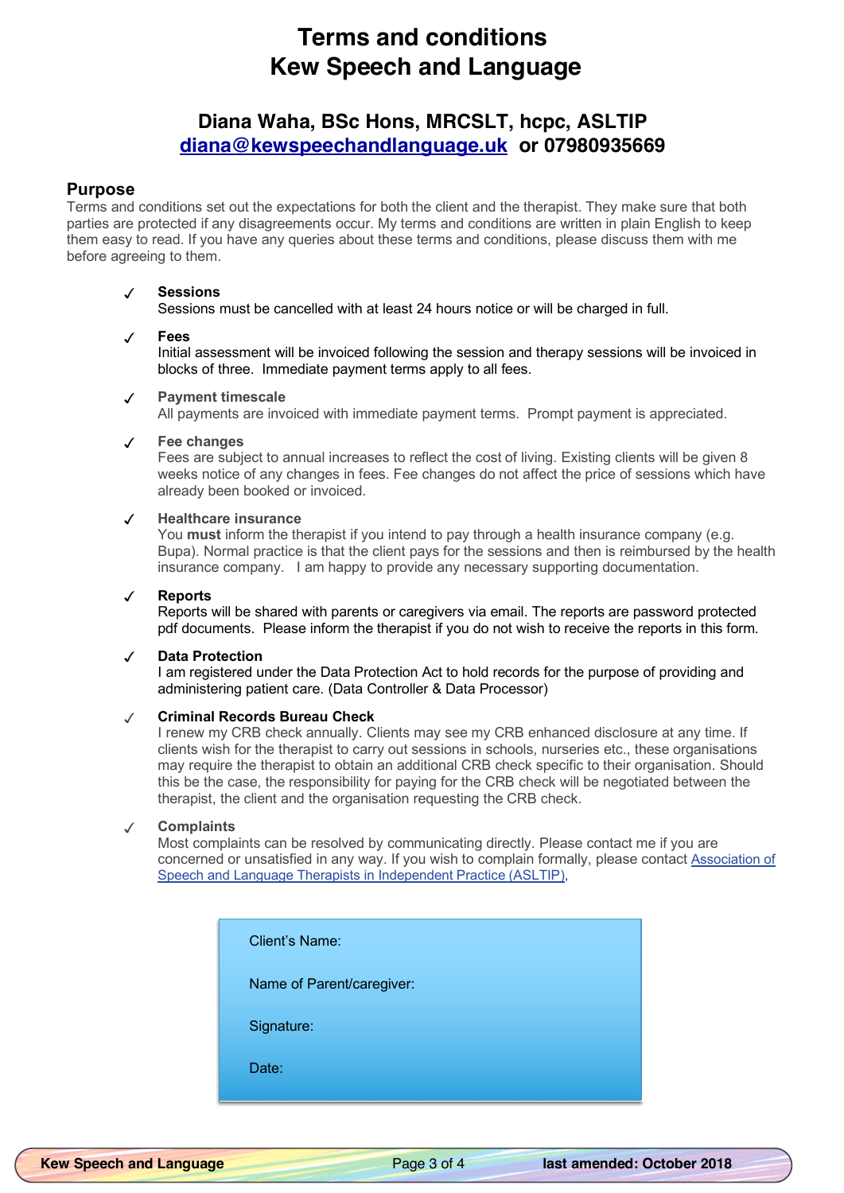# Terms and conditions
# Kew Speech and Language

### Diana Waha, BSc Hons, MRCSLT, hcpc, ASLTIP
### diana@kewspeechandlanguage.uk or 07980935669

## Purpose

Terms and conditions set out the expectations for both the client and the therapist. They make sure that both parties are protected if any disagreements occur. My terms and conditions are written in plain English to keep them easy to read. If you have any queries about these terms and conditions, please discuss them with me before agreeing to them.

- ✓ **Sessions**
  Sessions must be cancelled with at least 24 hours notice or will be charged in full.

- ✓ **Fees**
  Initial assessment will be invoiced following the session and therapy sessions will be invoiced in blocks of three. Immediate payment terms apply to all fees.

- ✓ **Payment timescale**
  All payments are invoiced with immediate payment terms. Prompt payment is appreciated.

- ✓ **Fee changes**
  Fees are subject to annual increases to reflect the cost of living. Existing clients will be given 8 weeks notice of any changes in fees. Fee changes do not affect the price of sessions which have already been booked or invoiced.

- ✓ **Healthcare insurance**
  You **must** inform the therapist if you intend to pay through a health insurance company (e.g. Bupa). Normal practice is that the client pays for the sessions and then is reimbursed by the health insurance company. I am happy to provide any necessary supporting documentation.

- ✓ **Reports**
  Reports will be shared with parents or caregivers via email. The reports are password protected pdf documents. Please inform the therapist if you do not wish to receive the reports in this form.

- ✓ **Data Protection**
  I am registered under the Data Protection Act to hold records for the purpose of providing and administering patient care. (Data Controller & Data Processor)

- ✓ **Criminal Records Bureau Check**
  I renew my CRB check annually. Clients may see my CRB enhanced disclosure at any time. If clients wish for the therapist to carry out sessions in schools, nurseries etc., these organisations may require the therapist to obtain an additional CRB check specific to their organisation. Should this be the case, the responsibility for paying for the CRB check will be negotiated between the therapist, the client and the organisation requesting the CRB check.

- ✓ **Complaints**
  Most complaints can be resolved by communicating directly. Please contact me if you are concerned or unsatisfied in any way. If you wish to complain formally, please contact Association of Speech and Language Therapists in Independent Practice (ASLTIP),

Client's Name:

Name of Parent/caregiver:

Signature:

Date: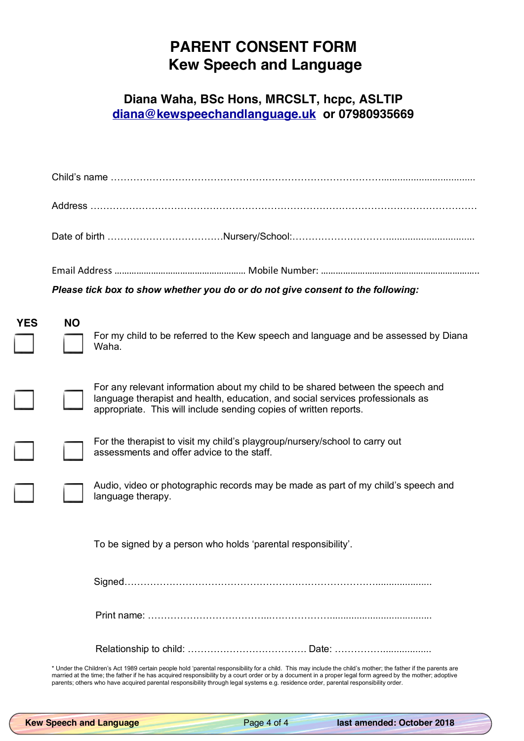# PARENT CONSENT FORM
# Kew Speech and Language

### Diana Waha, BSc Hons, MRCSLT, hcpc, ASLTIP
### diana@kewspeechandlanguage.uk or 07980935669

Child's name ……………………………………………………………………………………………………

Address ……………………………………………………………………………………………………

Date of birth ……………………………… Nursery/School: ……………………………………………………

Email Address ………………………………………… Mobile Number: ……………………………………………

***Please tick box to show whether you do or do not give consent to the following:***

| YES | NO | |
|---|---|---|
| ☐ | ☐ | For my child to be referred to the Kew speech and language and be assessed by Diana Waha. |
| ☐ | ☐ | For any relevant information about my child to be shared between the speech and language therapist and health, education, and social services professionals as appropriate. This will include sending copies of written reports. |
| ☐ | ☐ | For the therapist to visit my child's playgroup/nursery/school to carry out assessments and offer advice to the staff. |
| ☐ | ☐ | Audio, video or photographic records may be made as part of my child's speech and language therapy. |

To be signed by a person who holds 'parental responsibility'.

Signed……………………………………………………………………………………………

Print name: ……………………………………………………………………………………

Relationship to child: ……………………………… Date: ………………………

\* Under the Children's Act 1989 certain people hold 'parental responsibility for a child. This may include the child's mother; the father if the parents are married at the time; the father if he has acquired responsibility by a court order or by a document in a proper legal form agreed by the mother; adoptive parents; others who have acquired parental responsibility through legal systems e.g. residence order, parental responsibility order.

Kew Speech and Language — last amended: October 2018